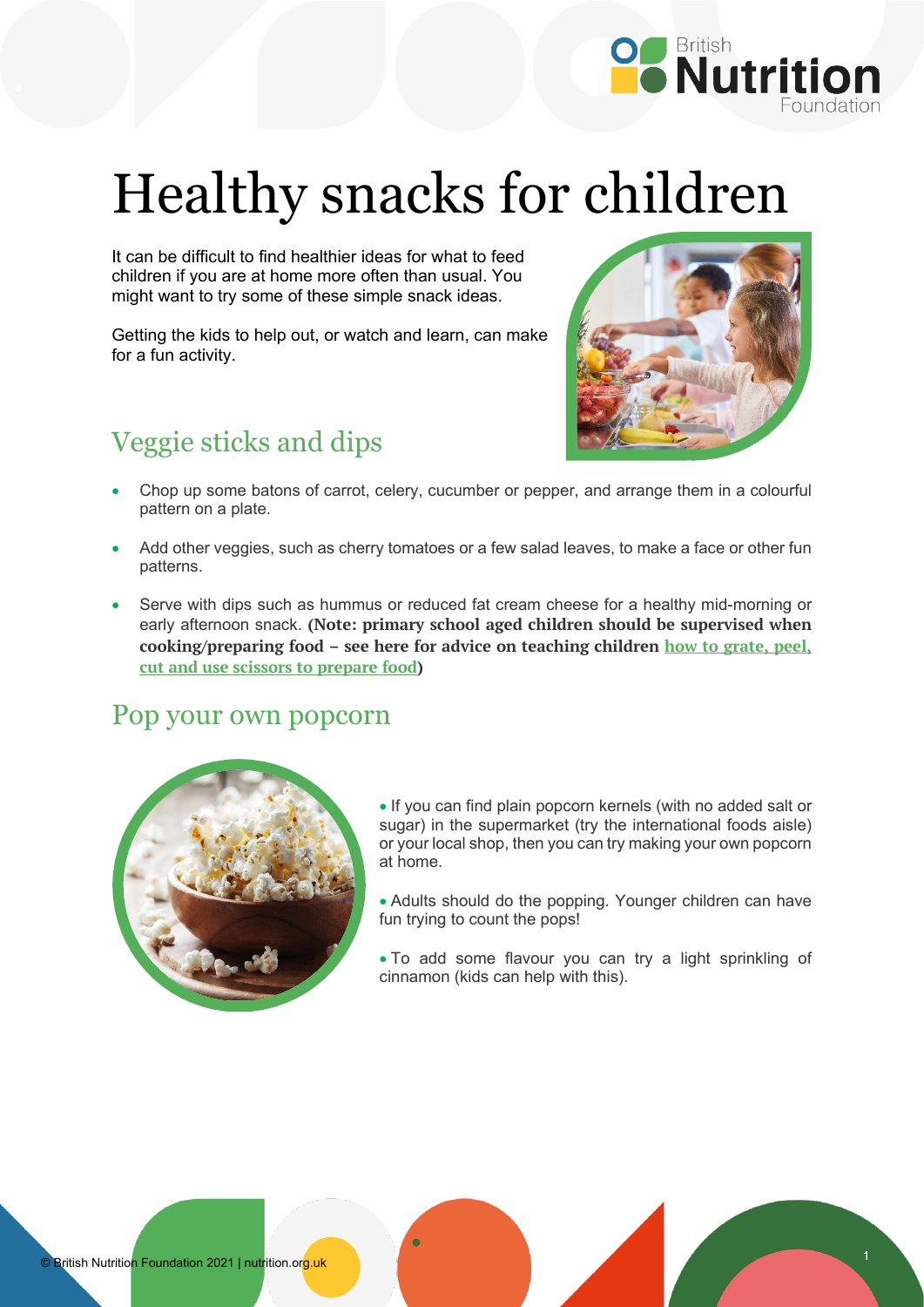# Healthy snacks for children

It can be difficult to find healthier ideas for what to feed children if you are at home more often than usual. You might want to try some of these simple snack ideas.

Getting the kids to help out, or watch and learn, can make for a fun activity.

## Veggie sticks and dips

- Chop up some batons of carrot, celery, cucumber or pepper, and arrange them in a colourful pattern on a plate.
- Add other veggies, such as cherry tomatoes or a few salad leaves, to make a face or other fun patterns.
- Serve with dips such as hummus or reduced fat cream cheese for a healthy mid-morning or early afternoon snack. **(Note: primary school aged children should be supervised when cooking/preparing food – see here for advice on teaching children how to grate, peel, cut and use scissors to prepare food)**

## Pop your own popcorn

- If you can find plain popcorn kernels (with no added salt or sugar) in the supermarket (try the international foods aisle) or your local shop, then you can try making your own popcorn at home.
- Adults should do the popping. Younger children can have fun trying to count the pops!
- To add some flavour you can try a light sprinkling of cinnamon (kids can help with this).

© British Nutrition Foundation 2021 | nutrition.org.uk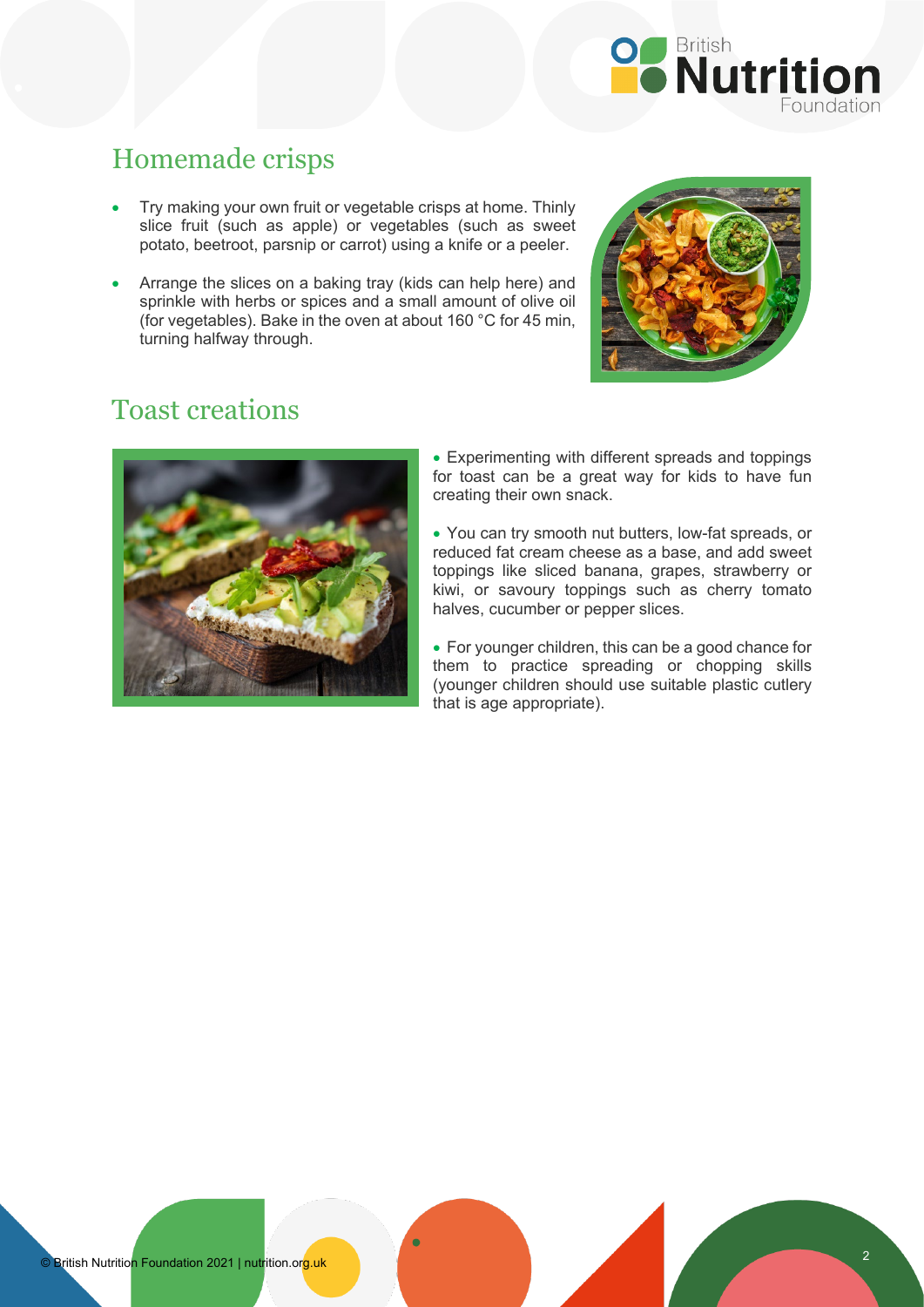## Homemade crisps

- Try making your own fruit or vegetable crisps at home. Thinly slice fruit (such as apple) or vegetables (such as sweet potato, beetroot, parsnip or carrot) using a knife or a peeler.
- Arrange the slices on a baking tray (kids can help here) and sprinkle with herbs or spices and a small amount of olive oil (for vegetables). Bake in the oven at about 160 °C for 45 min, turning halfway through.

## Toast creations

- Experimenting with different spreads and toppings for toast can be a great way for kids to have fun creating their own snack.
- You can try smooth nut butters, low-fat spreads, or reduced fat cream cheese as a base, and add sweet toppings like sliced banana, grapes, strawberry or kiwi, or savoury toppings such as cherry tomato halves, cucumber or pepper slices.
- For younger children, this can be a good chance for them to practice spreading or chopping skills (younger children should use suitable plastic cutlery that is age appropriate).